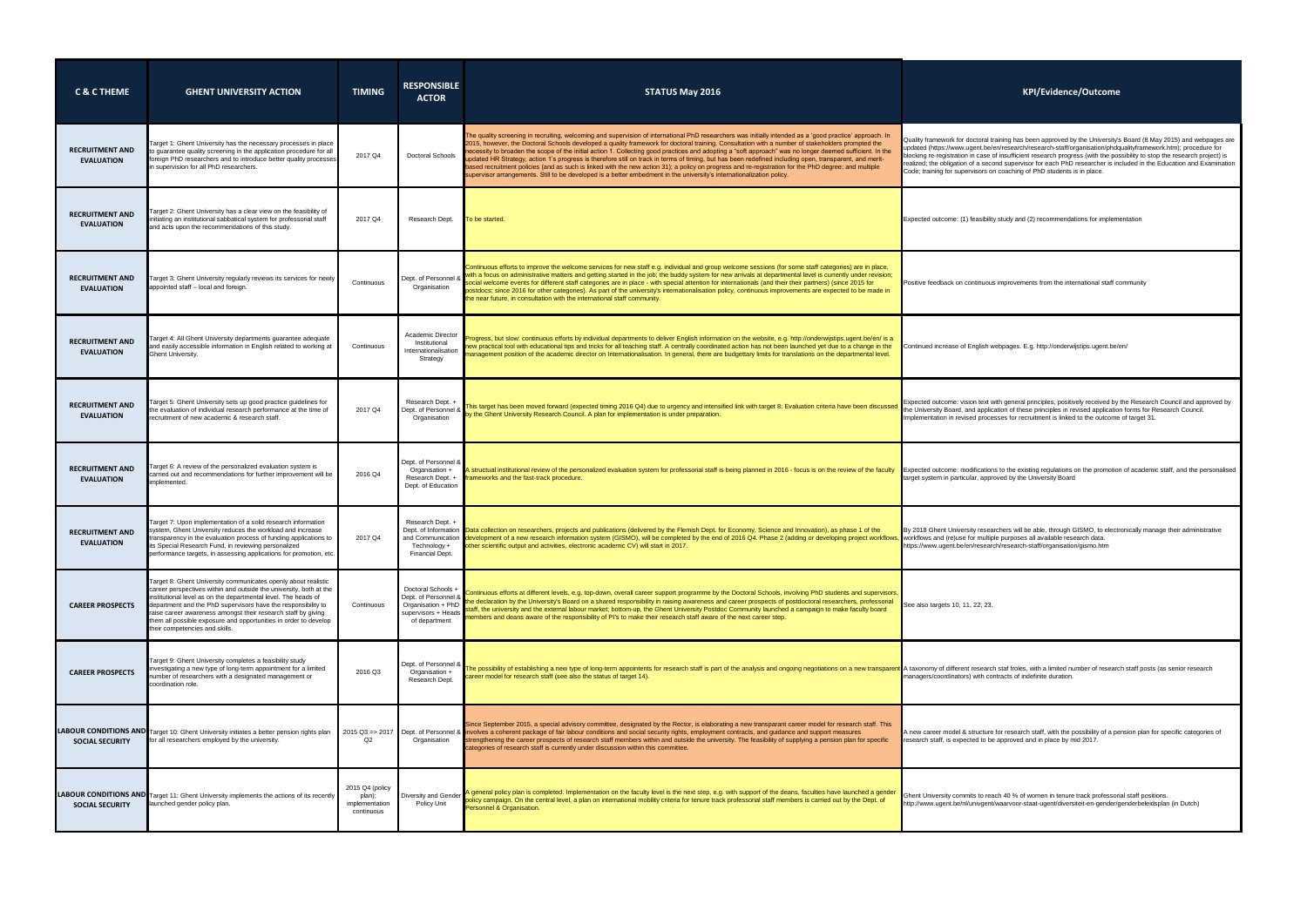| C & C THEME | GHENT UNIVERSITY ACTION | TIMING | RESPONSIBLE ACTOR | STATUS May 2016 | KPI/Evidence/Outcome |
|---|---|---|---|---|---|
| RECRUITMENT AND EVALUATION | Target 1: Ghent University has the necessary processes in place to guarantee quality screening in the application procedure for all foreign PhD researchers and to introduce better quality processes in supervision for all PhD researchers. | 2017 Q4 | Doctoral Schools | The quality screening in recruiting, welcoming and supervision of international PhD researchers was initially intended as a 'good practice' approach. In 2015, however, the Doctoral Schools developed a quality framework for doctoral training. Consultation with a number of stakeholders prompted the necessity to broaden the scope of the initial action 1. Collecting good practices and adopting a "soft approach" was no longer deemed sufficient. In the updated HR Strategy, action 1's progress is therefore still on track in terms of timing, but has been redefined including open, transparent, and merit-based recruitment policies (and as such is linked with the new action 31); a policy on progress and re-registration for the PhD degree; and multiple supervisor arrangements. Still to be developed is a better embedment in the university's internationalization policy. | Quality framework for doctoral training has been approved by the University's Board (8 May 2015) and webpages are updated (https://www.ugent.be/en/research/research-staff/organisation/phdqualityframework.htm); procedure for blocking re-registration in case of insufficient research progress (with the possibility to stop the research project) is realized; the obligation of a second supervisor for each PhD researcher is included in the Education and Examination Code; training for supervisors on coaching of PhD students is in place. |
| RECRUITMENT AND EVALUATION | Target 2: Ghent University has a clear view on the feasibility of initiating an institutional sabbatical system for professorial staff and acts upon the recommendations of this study. | 2017 Q4 | Research Dept. | To be started. | Expected outcome: (1) feasibility study and (2) recommendations for implementation |
| RECRUITMENT AND EVALUATION | Target 3: Ghent University regularly reviews its services for newly appointed staff – local and foreign. | Continuous | Dept. of Personnel & Organisation | Continuous efforts to improve the welcome services for new staff e.g. individual and group welcome sessions (for some staff categories) are in place, with a focus on administrative matters and getting started in the job; the buddy system for new arrivals at departmental level is currently under revision; social welcome events for different staff categories are in place - with special attention for internationals (and their their partners) (since 2015 for postdocs; since 2016 for other categories). As part of the university's internationalisation policy, continuous improvements are expected to be made in the near future, in consultation with the international staff community. | Positive feedback on continuous improvements from the international staff community |
| RECRUITMENT AND EVALUATION | Target 4: All Ghent University departments guarantee adequate and easily accessible information in English related to working at Ghent University. | Continuous | Academic Director Institutional Internationalisation Strategy | Progress, but slow: continuous efforts by individual departments to deliver English information on the website, e.g. http://onderwijstips.ugent.be/en/ is a new practical tool with educational tips and tricks for all teaching staff. A centrally coordinated action has not been launched yet due to a change in the management position of the academic director on Internationalisation. In general, there are budgettary limits for translations on the departmental level. | Continued increase of English webpages. E.g. http://onderwijstips.ugent.be/en/ |
| RECRUITMENT AND EVALUATION | Target 5: Ghent University sets up good practice guidelines for the evaluation of individual research performance at the time of recruitment of new academic & research staff. | 2017 Q4 | Research Dept. + Dept. of Personnel & Organisation | This target has been moved forward (expected timing 2016 Q4) due to urgency and intensified link with target 8: Evaluation criteria have been discussed by the Ghent University Research Council. A plan for implementation is under preparation. | Expected outcome: vision text with general principles, positively received by the Research Council and approved by the University Board, and application of these principles in revised application forms for Research Council. Implementation in revised processes for recruitment is linked to the outcome of target 31. |
| RECRUITMENT AND EVALUATION | Target 6: A review of the personalized evaluation system is carried out and recommendations for further improvement will be implemented. | 2016 Q4 | Dept. of Personnel & Organisation + Research Dept. + Dept. of Education | A structual institutional review of the personalized evaluation system for professorial staff is being planned in 2016 - focus is on the review of the faculty frameworks and the fast-track procedure. | Expected outcome: modifications to the existing regulations on the promotion of academic staff, and the personalised target system in particular, approved by the University Board |
| RECRUITMENT AND EVALUATION | Target 7: Upon implementation of a solid research information system, Ghent University reduces the workload and increase transparency in the evaluation process of funding applications to its Special Research Fund, in reviewing personalized performance targets, in assessing applications for promotion, etc. | 2017 Q4 | Research Dept. + Dept. of Information and Communication Technology + Financial Dept. | Data collection on researchers, projects and publications (delivered by the Flemish Dept. for Economy, Science and Innovation), as phase 1 of the development of a new research information system (GISMO), will be completed by the end of 2016 Q4. Phase 2 (adding or developing project workflows, other scientific output and activities, electronic academic CV) will start in 2017. | By 2018 Ghent University researchers will be able, through GISMO, to electronically manage their administrative workflows and (re)use for multiple purposes all available research data. https://www.ugent.be/en/research/research-staff/organisation/gismo.htm |
| CAREER PROSPECTS | Target 8: Ghent University communicates openly about realistic career perspectives within and outside the university, both at the institutional level as on the departmental level. The heads of department and the PhD supervisors have the responsibility to raise career awareness amongst their research staff by giving them all possible exposure and opportunities in order to develop their competencies and skills. | Continuous | Doctoral Schools + Dept. of Personnel & Organisation + PhD supervisors + Heads of department | Continuous efforts at different levels, e.g. top-down, overall career support programme by the Doctoral Schools, involving PhD students and supervisors, the declaration by the University's Board on a shared responsibility in raising awareness and career prospects of postdoctoral researchers, professorial staff, the university and the external labour market; bottom-up, the Ghent University Postdoc Community launched a campaign to make faculty board members and deans aware of the responsibility of PI's to make their research staff aware of the next career step. | See also targets 10, 11, 22, 23. |
| CAREER PROSPECTS | Target 9: Ghent University completes a feasibility study investigating a new type of long-term appointment for a limited number of researchers with a designated management or coordination role. | 2016 Q3 | Dept. of Personnel & Organisation + Research Dept. | The possibility of establishing a new type of long-term appointents for research staff is part of the analysis and ongoing negotiations on a new transparent career model for research staff (see also the status of target 14). | A taxonomy of different research staf froles, with a limited number of research staff posts (as senior research managers/coordinators) with contracts of indefinite duration. |
| LABOUR CONDITIONS AND SOCIAL SECURITY | Target 10: Ghent University initiates a better pension rights plan for all researchers employed by the university. | 2015 Q3 => 2017 Q2 | Dept. of Personnel & Organisation | Since September 2015, a special advisory committee, designated by the Rector, is elaborating a new transparant career model for research staff. This involves a coherent package of fair labour conditions and social security rights, employment contracts, and guidance and support measures strengthening the career prospects of research staff members within and outside the university. The feasibility of supplying a pension plan for specific categories of research staff is currently under discussion within this committee. | A new career model & structure for research staff, with the possibility of a pension plan for specific categories of research staff, is expected to be approved and in place by mid 2017. |
| LABOUR CONDITIONS AND SOCIAL SECURITY | Target 11: Ghent University implements the actions of its recently launched gender policy plan. | 2015 Q4 (policy plan); implementation continuous | Diversity and Gender Policy Unit | A general policy plan is completed. Implementation on the faculty level is the next step, e.g. with support of the deans, faculties have launched a gender policy campaign. On the central level, a plan on international mobility criteria for tenure track professorial staff members is carried out by the Dept. of Personnel & Organisation. | Ghent University commits to reach 40 % of women in tenure track professorial staff positions. http://www.ugent.be/nl/univgent/waarvoor-staat-ugent/diversiteit-en-gender/genderbeleidsplan (in Dutch) |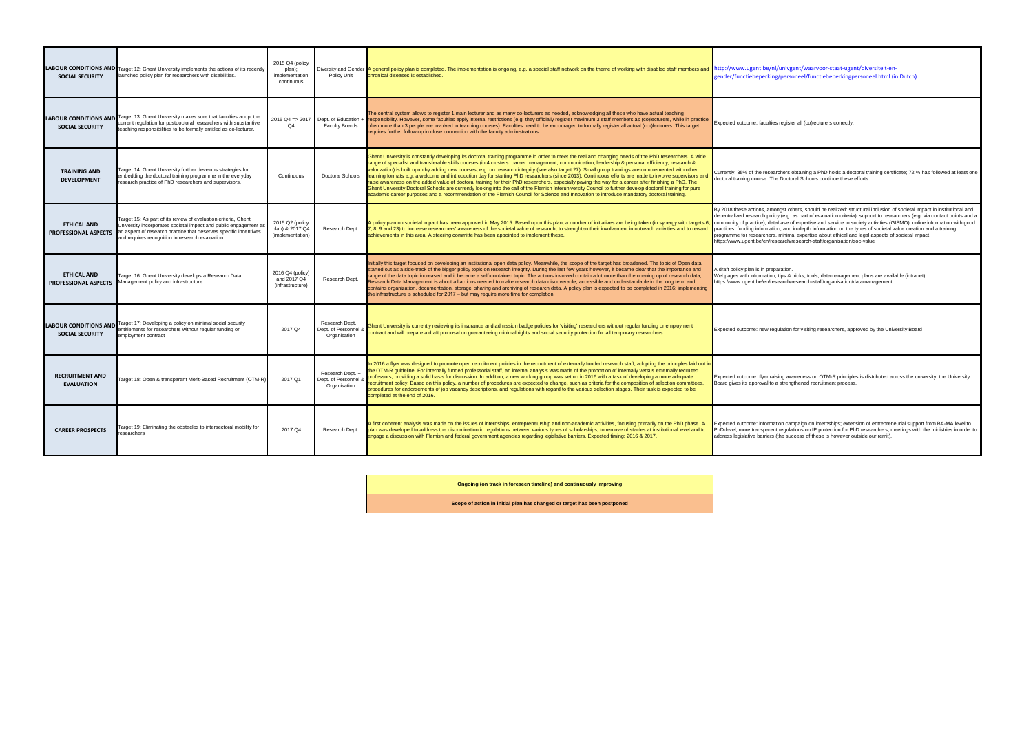| | | | | | |
|---|---|---|---|---|---|
| **LABOUR CONDITIONS AND SOCIAL SECURITY** | Target 12: Ghent University implements the actions of its recently launched policy plan for researchers with disabilities. | 2015 Q4 (policy plan); implementation continuous | Diversity and Gender Policy Unit | A general policy plan is completed. The implementation is ongoing, e.g. a special staff network on the theme of working with disabled staff members and chronical diseases is established. | http://www.ugent.be/nl/univgent/waarvoor-staat-ugent/diversiteit-en-gender/functiebeperking/personeel/functiebeperkingpersoneel.html (in Dutch) |
| **LABOUR CONDITIONS AND SOCIAL SECURITY** | Target 13: Ghent University makes sure that faculties adopt the current regulation for postdoctoral researchers with substantive teaching responsibilities to be formally entitled as co-lecturer. | 2015 Q4 => 2017 Q4 | Dept. of Education + Faculty Boards | The central system allows to register 1 main lecturer and as many co-lecturers as needed, acknowledging all those who have actual teaching responsibility. However, some faculties apply internal restrictions (e.g. they officially register maximum 3 staff members as (co)lecturers, while in practice often more than 3 people are involved in teaching courses). Faculties need to be encouraged to formally register all actual (co-)lecturers. This target requires further follow-up in close connection with the faculty administrations. | Expected outcome: faculties register all (co)lecturers correctly. |
| **TRAINING AND DEVELOPMENT** | Target 14: Ghent University further develops strategies for embedding the doctoral training programme in the everyday research practice of PhD researchers and supervisors. | Continuous | Doctoral Schools | Ghent University is constantly developing its doctoral training programme in order to meet the real and changing needs of the PhD researchers. A wide range of specialist and transferable skills courses (in 4 clusters: career management, communication, leadership & personal efficiency, research & valorization) is built upon by adding new courses, e.g. on research integrity (see also target 27). Small group trainings are complemented with other learning formats e.g. a welcome and introduction day for starting PhD researchers (since 2013). Continuous efforts are made to involve supervisors and raise awareness on the added value of doctoral training for their PhD researchers, especially paving the way for a career after finishing a PhD. The Ghent University Doctoral Schools are currently looking into the call of the Flemish Interuniversity Council to further develop doctoral training for pure academic career purposes and a recommendation of the Flemish Council for Science and Innovation to introduce mandatory doctoral training. | Currently, 35% of the researchers obtaining a PhD holds a doctoral training certificate; 72 % has followed at least one doctoral training course. The Doctoral Schools continue these efforts. |
| **ETHICAL AND PROFESSIONAL ASPECTS** | Target 15: As part of its review of evaluation criteria, Ghent University incorporates societal impact and public engagement as an aspect of research practice that deserves specific incentives and requires recognition in research evaluation. | 2015 Q2 (policy plan) & 2017 Q4 (implementation) | Research Dept. | A policy plan on societal impact has been approved in May 2015. Based upon this plan, a number of initiatives are being taken (in synergy with targets 6, 7, 8, 9 and 23) to increase researchers' awareness of the societal value of research, to strenghten their involvement in outreach activities and to reward achievements in this area. A steering committe has been appointed to implement these. | By 2018 these actions, amongst others, should be realized: structural inclusion of societal impact in institutional and decentralized research policy (e.g. as part of evaluation criteria), support to researchers (e.g. via contact points and a community of practice), database of expertise and service to society activities (GISMO), online information with good practices, funding information, and in-depth information on the types of societal value creation and a training programme for researchers, minimal expertise about ethical and legal aspects of societal impact. https://www.ugent.be/en/research/research-staff/organisation/soc-value |
| **ETHICAL AND PROFESSIONAL ASPECTS** | Target 16: Ghent University develops a Research Data Management policy and infrastructure. | 2016 Q4 (policy) and 2017 Q4 (infrastructure) | Research Dept. | Initially this target focused on developing an institutional open data policy. Meanwhile, the scope of the target has broadened. The topic of Open data started out as a side-track of the bigger policy topic on research integrity. During the last few years however, it became clear that the importance and range of the data topic increased and it became a self-contained topic. The actions involved contain a lot more than the opening up of research data; Research Data Management is about all actions needed to make research data discoverable, accessible and understandable in the long term and contains organization, documentation, storage, sharing and archiving of research data. A policy plan is expected to be completed in 2016; implementing the infrastructure is scheduled for 2017 – but may require more time for completion. | A draft policy plan is in preparation. Webpages with information, tips & tricks, tools, datamanagement plans are available (intranet): https://www.ugent.be/en/research/research-staff/organisation/datamanagement |
| **LABOUR CONDITIONS AND SOCIAL SECURITY** | Target 17: Developing a policy on minimal social security entitlements for researchers without regular funding or employment contract | 2017 Q4 | Research Dept. + Dept. of Personnel & Organisation | Ghent University is currently reviewing its insurance and admission badge policies for 'visiting' researchers without regular funding or employment contract and will prepare a draft proposal on guaranteeing minimal rights and social security protection for all temporary researchers. | Expected outcome: new regulation for visiting researchers, approved by the University Board |
| **RECRUITMENT AND EVALUATION** | Target 18: Open & transparant Merit-Based Recruitment (OTM-R) | 2017 Q1 | Research Dept. + Dept. of Personnel & Organisation | In 2016 a flyer was designed to promote open recruitment policies in the recruitment of externally funded research staff, adopting the principles laid out in the OTM-R guideline. For internally funded professorial staff, an internal analysis was made of the proportion of internally versus externally recruited professors, providing a solid basis for discussion. In addition, a new working group was set up in 2016 with a task of developing a more adequate recruitment policy. Based on this policy, a number of procedures are expected to change, such as criteria for the composition of selection committees, procedures for endorsements of job vacancy descriptions, and regulations with regard to the various selection stages. Their task is expected to be completed at the end of 2016. | Expected outcome: flyer raising awareness on OTM-R principles is distributed across the university; the University Board gives its approval to a strengthened recruitment process. |
| **CAREER PROSPECTS** | Target 19: Eliminating the obstacles to intersectoral mobility for researchers | 2017 Q4 | Research Dept. | A first coherent analysis was made on the issues of internships, entrepreneurship and non-academic activities, focusing primarily on the PhD phase. A plan was developed to address the discrimination in regulations between various types of scholarships, to remove obstacles at institutional level and to engage a discussion with Flemish and federal government agencies regarding legislative barriers. Expected timing: 2016 & 2017. | Expected outcome: information campaign on internships; extension of entrepreneurial support from BA-MA level to PhD-level; more transparent regulations on IP protection for PhD researchers; meetings with the ministries in order to address legislative barriers (the success of these is however outside our remit). |

**Ongoing (on track in foreseen timeline) and continuously improving**

**Scope of action in initial plan has changed or target has been postponed**